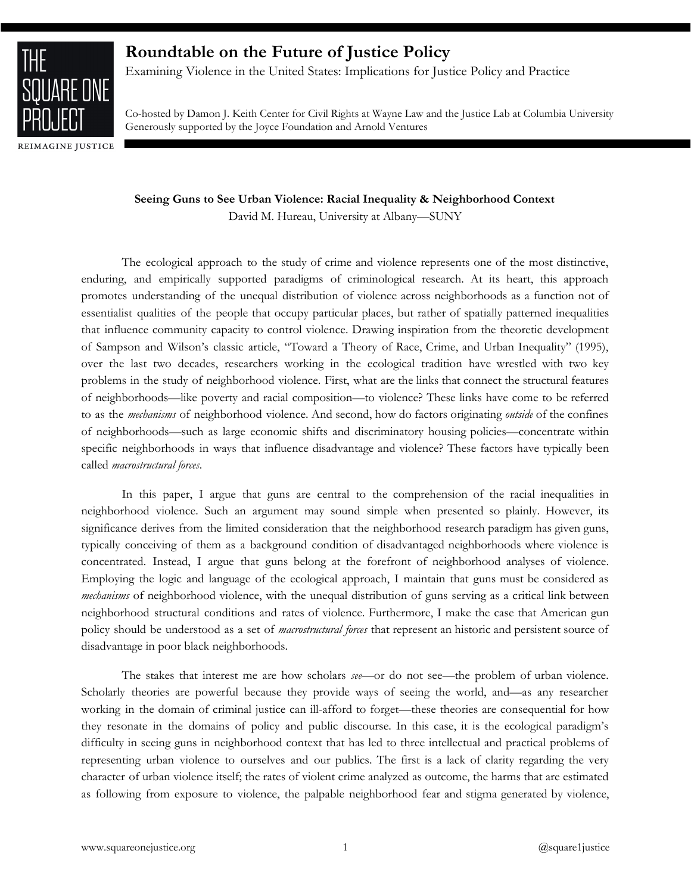# Roundtable on the Future of Justice Policy

Examining Violence in the United States: Implications for Justice Policy and Practice

Co-hosted by Damon J. Keith Center for Civil Rights at Wayne Law and the Justice Lab at Columbia University
Generously supported by the Joyce Foundation and Arnold Ventures

## Seeing Guns to See Urban Violence: Racial Inequality & Neighborhood Context

David M. Hureau, University at Albany—SUNY

The ecological approach to the study of crime and violence represents one of the most distinctive, enduring, and empirically supported paradigms of criminological research. At its heart, this approach promotes understanding of the unequal distribution of violence across neighborhoods as a function not of essentialist qualities of the people that occupy particular places, but rather of spatially patterned inequalities that influence community capacity to control violence. Drawing inspiration from the theoretic development of Sampson and Wilson's classic article, "Toward a Theory of Race, Crime, and Urban Inequality" (1995), over the last two decades, researchers working in the ecological tradition have wrestled with two key problems in the study of neighborhood violence. First, what are the links that connect the structural features of neighborhoods—like poverty and racial composition—to violence? These links have come to be referred to as the *mechanisms* of neighborhood violence. And second, how do factors originating *outside* of the confines of neighborhoods—such as large economic shifts and discriminatory housing policies—concentrate within specific neighborhoods in ways that influence disadvantage and violence? These factors have typically been called *macrostructural forces*.

In this paper, I argue that guns are central to the comprehension of the racial inequalities in neighborhood violence. Such an argument may sound simple when presented so plainly. However, its significance derives from the limited consideration that the neighborhood research paradigm has given guns, typically conceiving of them as a background condition of disadvantaged neighborhoods where violence is concentrated. Instead, I argue that guns belong at the forefront of neighborhood analyses of violence. Employing the logic and language of the ecological approach, I maintain that guns must be considered as *mechanisms* of neighborhood violence, with the unequal distribution of guns serving as a critical link between neighborhood structural conditions and rates of violence. Furthermore, I make the case that American gun policy should be understood as a set of *macrostructural forces* that represent an historic and persistent source of disadvantage in poor black neighborhoods.

The stakes that interest me are how scholars *see*—or do not see—the problem of urban violence. Scholarly theories are powerful because they provide ways of seeing the world, and—as any researcher working in the domain of criminal justice can ill-afford to forget—these theories are consequential for how they resonate in the domains of policy and public discourse. In this case, it is the ecological paradigm's difficulty in seeing guns in neighborhood context that has led to three intellectual and practical problems of representing urban violence to ourselves and our publics. The first is a lack of clarity regarding the very character of urban violence itself; the rates of violent crime analyzed as outcome, the harms that are estimated as following from exposure to violence, the palpable neighborhood fear and stigma generated by violence,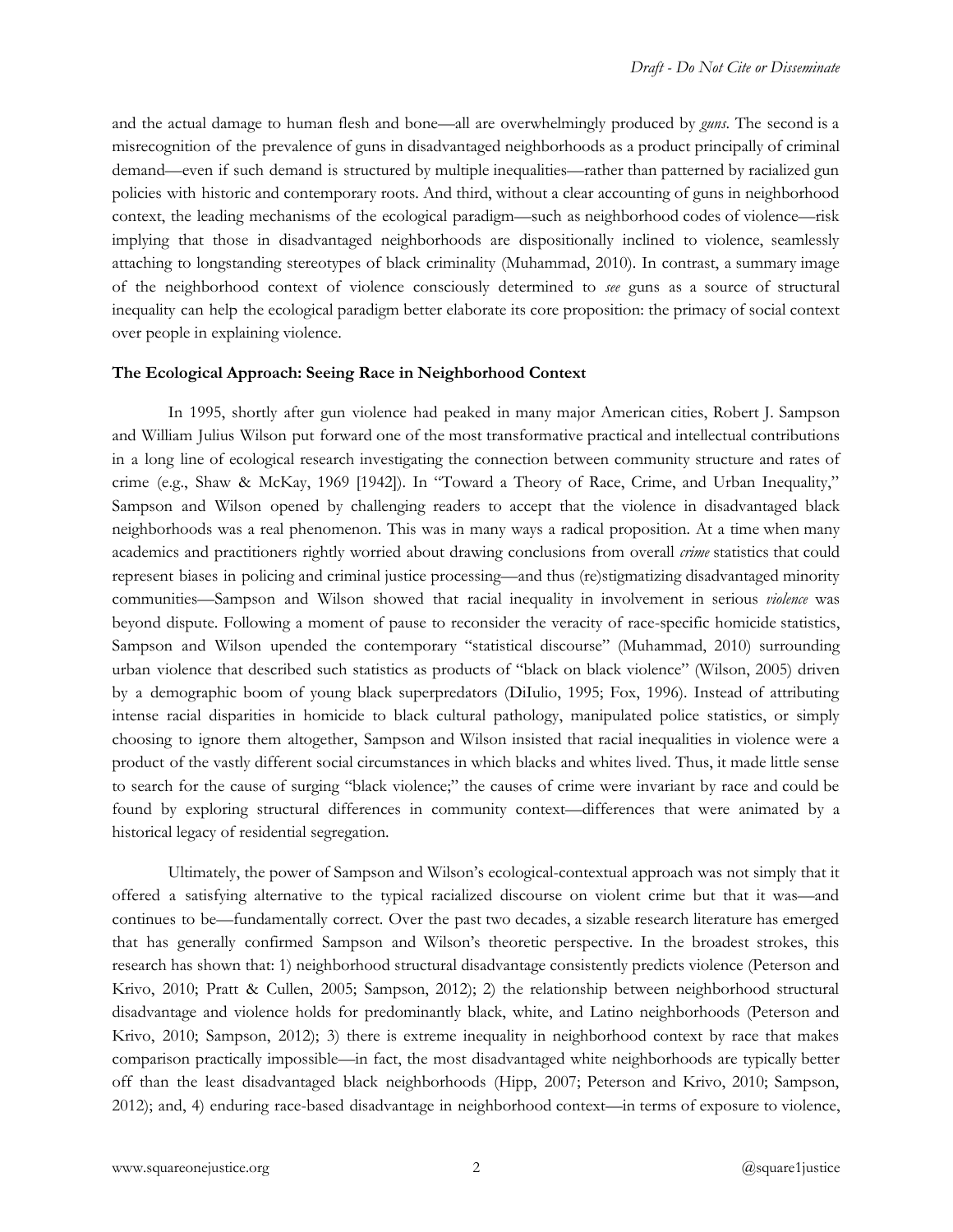and the actual damage to human flesh and bone—all are overwhelmingly produced by *guns*. The second is a misrecognition of the prevalence of guns in disadvantaged neighborhoods as a product principally of criminal demand—even if such demand is structured by multiple inequalities—rather than patterned by racialized gun policies with historic and contemporary roots. And third, without a clear accounting of guns in neighborhood context, the leading mechanisms of the ecological paradigm—such as neighborhood codes of violence—risk implying that those in disadvantaged neighborhoods are dispositionally inclined to violence, seamlessly attaching to longstanding stereotypes of black criminality (Muhammad, 2010). In contrast, a summary image of the neighborhood context of violence consciously determined to *see* guns as a source of structural inequality can help the ecological paradigm better elaborate its core proposition: the primacy of social context over people in explaining violence.

**The Ecological Approach: Seeing Race in Neighborhood Context**

In 1995, shortly after gun violence had peaked in many major American cities, Robert J. Sampson and William Julius Wilson put forward one of the most transformative practical and intellectual contributions in a long line of ecological research investigating the connection between community structure and rates of crime (e.g., Shaw & McKay, 1969 [1942]). In "Toward a Theory of Race, Crime, and Urban Inequality," Sampson and Wilson opened by challenging readers to accept that the violence in disadvantaged black neighborhoods was a real phenomenon. This was in many ways a radical proposition. At a time when many academics and practitioners rightly worried about drawing conclusions from overall *crime* statistics that could represent biases in policing and criminal justice processing—and thus (re)stigmatizing disadvantaged minority communities—Sampson and Wilson showed that racial inequality in involvement in serious *violence* was beyond dispute. Following a moment of pause to reconsider the veracity of race-specific homicide statistics, Sampson and Wilson upended the contemporary "statistical discourse" (Muhammad, 2010) surrounding urban violence that described such statistics as products of "black on black violence" (Wilson, 2005) driven by a demographic boom of young black superpredators (DiIulio, 1995; Fox, 1996). Instead of attributing intense racial disparities in homicide to black cultural pathology, manipulated police statistics, or simply choosing to ignore them altogether, Sampson and Wilson insisted that racial inequalities in violence were a product of the vastly different social circumstances in which blacks and whites lived. Thus, it made little sense to search for the cause of surging "black violence;" the causes of crime were invariant by race and could be found by exploring structural differences in community context—differences that were animated by a historical legacy of residential segregation.

Ultimately, the power of Sampson and Wilson's ecological-contextual approach was not simply that it offered a satisfying alternative to the typical racialized discourse on violent crime but that it was—and continues to be—fundamentally correct. Over the past two decades, a sizable research literature has emerged that has generally confirmed Sampson and Wilson's theoretic perspective. In the broadest strokes, this research has shown that: 1) neighborhood structural disadvantage consistently predicts violence (Peterson and Krivo, 2010; Pratt & Cullen, 2005; Sampson, 2012); 2) the relationship between neighborhood structural disadvantage and violence holds for predominantly black, white, and Latino neighborhoods (Peterson and Krivo, 2010; Sampson, 2012); 3) there is extreme inequality in neighborhood context by race that makes comparison practically impossible—in fact, the most disadvantaged white neighborhoods are typically better off than the least disadvantaged black neighborhoods (Hipp, 2007; Peterson and Krivo, 2010; Sampson, 2012); and, 4) enduring race-based disadvantage in neighborhood context—in terms of exposure to violence,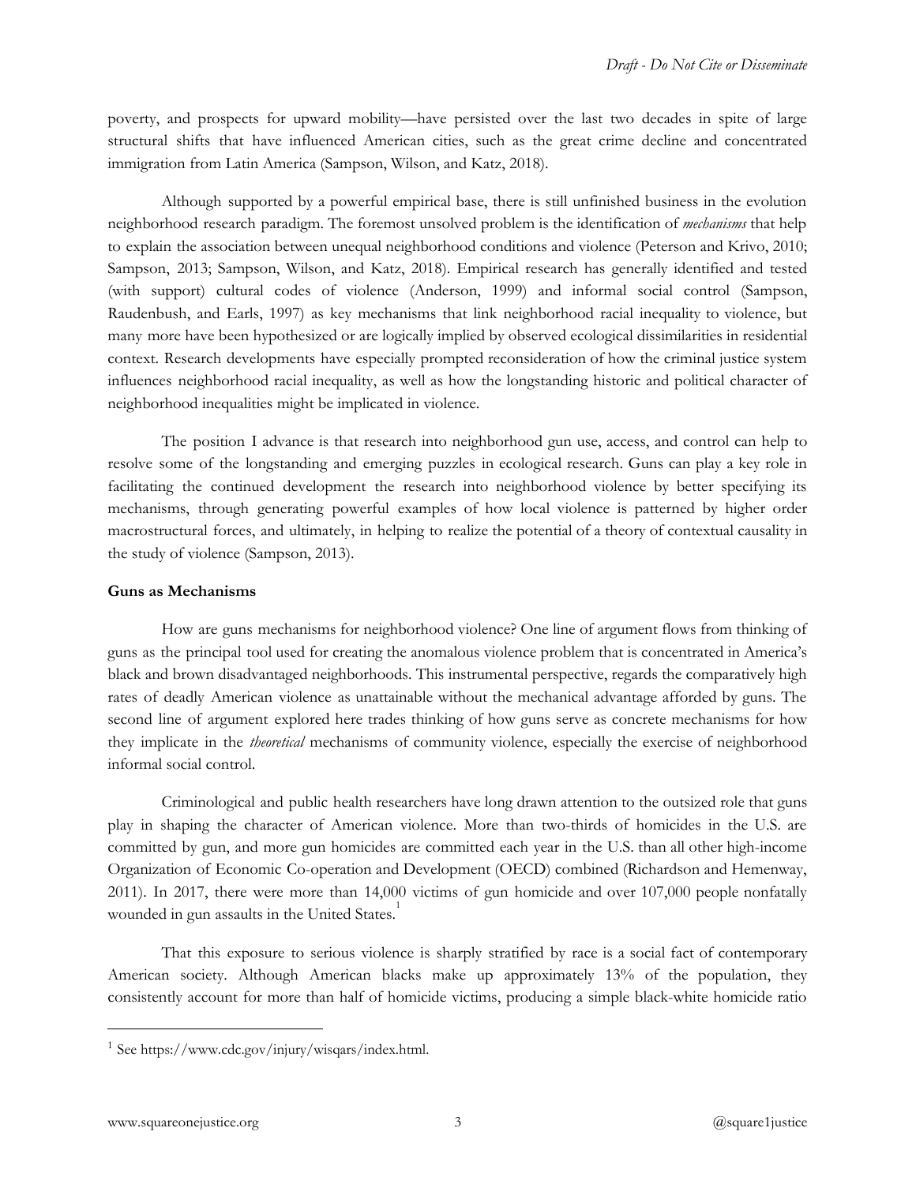poverty, and prospects for upward mobility—have persisted over the last two decades in spite of large structural shifts that have influenced American cities, such as the great crime decline and concentrated immigration from Latin America (Sampson, Wilson, and Katz, 2018).

Although supported by a powerful empirical base, there is still unfinished business in the evolution neighborhood research paradigm. The foremost unsolved problem is the identification of *mechanisms* that help to explain the association between unequal neighborhood conditions and violence (Peterson and Krivo, 2010; Sampson, 2013; Sampson, Wilson, and Katz, 2018). Empirical research has generally identified and tested (with support) cultural codes of violence (Anderson, 1999) and informal social control (Sampson, Raudenbush, and Earls, 1997) as key mechanisms that link neighborhood racial inequality to violence, but many more have been hypothesized or are logically implied by observed ecological dissimilarities in residential context. Research developments have especially prompted reconsideration of how the criminal justice system influences neighborhood racial inequality, as well as how the longstanding historic and political character of neighborhood inequalities might be implicated in violence.

The position I advance is that research into neighborhood gun use, access, and control can help to resolve some of the longstanding and emerging puzzles in ecological research. Guns can play a key role in facilitating the continued development the research into neighborhood violence by better specifying its mechanisms, through generating powerful examples of how local violence is patterned by higher order macrostructural forces, and ultimately, in helping to realize the potential of a theory of contextual causality in the study of violence (Sampson, 2013).

**Guns as Mechanisms**

How are guns mechanisms for neighborhood violence? One line of argument flows from thinking of guns as the principal tool used for creating the anomalous violence problem that is concentrated in America's black and brown disadvantaged neighborhoods. This instrumental perspective, regards the comparatively high rates of deadly American violence as unattainable without the mechanical advantage afforded by guns. The second line of argument explored here trades thinking of how guns serve as concrete mechanisms for how they implicate in the *theoretical* mechanisms of community violence, especially the exercise of neighborhood informal social control.

Criminological and public health researchers have long drawn attention to the outsized role that guns play in shaping the character of American violence. More than two-thirds of homicides in the U.S. are committed by gun, and more gun homicides are committed each year in the U.S. than all other high-income Organization of Economic Co-operation and Development (OECD) combined (Richardson and Hemenway, 2011). In 2017, there were more than 14,000 victims of gun homicide and over 107,000 people nonfatally wounded in gun assaults in the United States.[1]

That this exposure to serious violence is sharply stratified by race is a social fact of contemporary American society. Although American blacks make up approximately 13% of the population, they consistently account for more than half of homicide victims, producing a simple black-white homicide ratio

---

[1] See https://www.cdc.gov/injury/wisqars/index.html.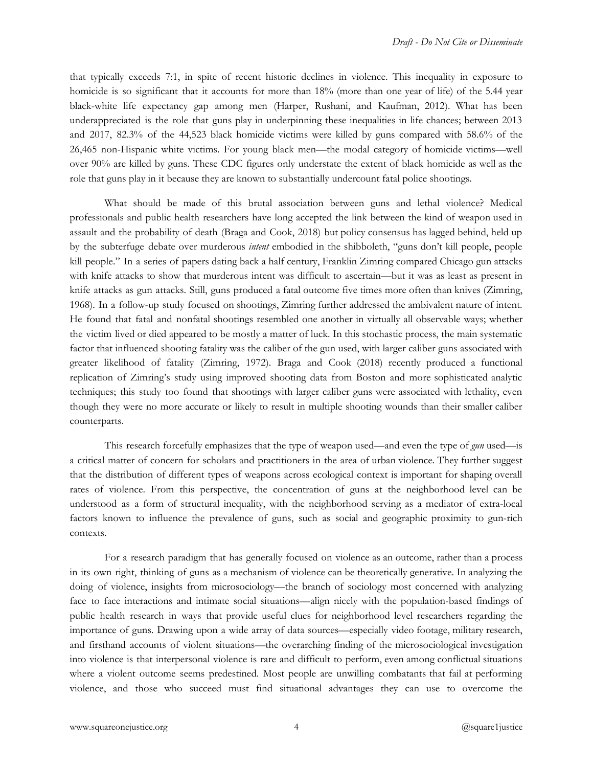that typically exceeds 7:1, in spite of recent historic declines in violence. This inequality in exposure to homicide is so significant that it accounts for more than 18% (more than one year of life) of the 5.44 year black-white life expectancy gap among men (Harper, Rushani, and Kaufman, 2012). What has been underappreciated is the role that guns play in underpinning these inequalities in life chances; between 2013 and 2017, 82.3% of the 44,523 black homicide victims were killed by guns compared with 58.6% of the 26,465 non-Hispanic white victims. For young black men—the modal category of homicide victims—well over 90% are killed by guns. These CDC figures only understate the extent of black homicide as well as the role that guns play in it because they are known to substantially undercount fatal police shootings.

What should be made of this brutal association between guns and lethal violence? Medical professionals and public health researchers have long accepted the link between the kind of weapon used in assault and the probability of death (Braga and Cook, 2018) but policy consensus has lagged behind, held up by the subterfuge debate over murderous *intent* embodied in the shibboleth, "guns don't kill people, people kill people." In a series of papers dating back a half century, Franklin Zimring compared Chicago gun attacks with knife attacks to show that murderous intent was difficult to ascertain—but it was as least as present in knife attacks as gun attacks. Still, guns produced a fatal outcome five times more often than knives (Zimring, 1968). In a follow-up study focused on shootings, Zimring further addressed the ambivalent nature of intent. He found that fatal and nonfatal shootings resembled one another in virtually all observable ways; whether the victim lived or died appeared to be mostly a matter of luck. In this stochastic process, the main systematic factor that influenced shooting fatality was the caliber of the gun used, with larger caliber guns associated with greater likelihood of fatality (Zimring, 1972). Braga and Cook (2018) recently produced a functional replication of Zimring's study using improved shooting data from Boston and more sophisticated analytic techniques; this study too found that shootings with larger caliber guns were associated with lethality, even though they were no more accurate or likely to result in multiple shooting wounds than their smaller caliber counterparts.

This research forcefully emphasizes that the type of weapon used—and even the type of *gun* used—is a critical matter of concern for scholars and practitioners in the area of urban violence. They further suggest that the distribution of different types of weapons across ecological context is important for shaping overall rates of violence. From this perspective, the concentration of guns at the neighborhood level can be understood as a form of structural inequality, with the neighborhood serving as a mediator of extra-local factors known to influence the prevalence of guns, such as social and geographic proximity to gun-rich contexts.

For a research paradigm that has generally focused on violence as an outcome, rather than a process in its own right, thinking of guns as a mechanism of violence can be theoretically generative. In analyzing the doing of violence, insights from microsociology—the branch of sociology most concerned with analyzing face to face interactions and intimate social situations—align nicely with the population-based findings of public health research in ways that provide useful clues for neighborhood level researchers regarding the importance of guns. Drawing upon a wide array of data sources—especially video footage, military research, and firsthand accounts of violent situations—the overarching finding of the microsociological investigation into violence is that interpersonal violence is rare and difficult to perform, even among conflictual situations where a violent outcome seems predestined. Most people are unwilling combatants that fail at performing violence, and those who succeed must find situational advantages they can use to overcome the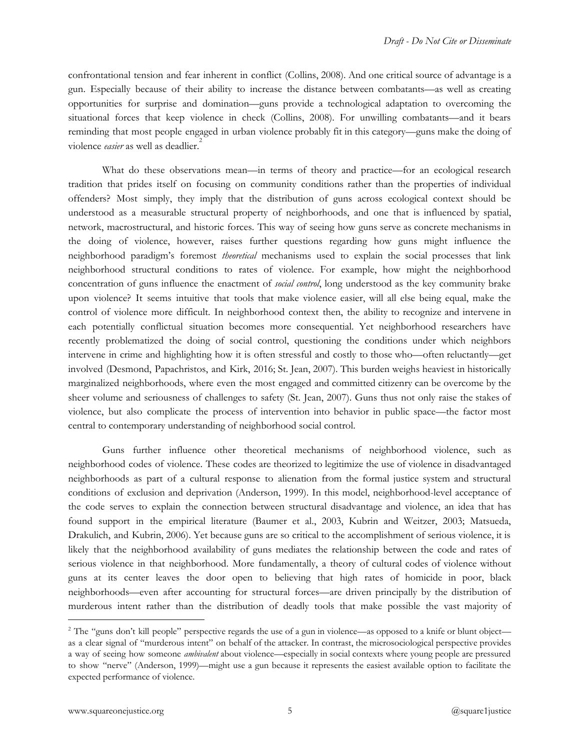confrontational tension and fear inherent in conflict (Collins, 2008). And one critical source of advantage is a gun. Especially because of their ability to increase the distance between combatants—as well as creating opportunities for surprise and domination—guns provide a technological adaptation to overcoming the situational forces that keep violence in check (Collins, 2008). For unwilling combatants—and it bears reminding that most people engaged in urban violence probably fit in this category—guns make the doing of violence *easier* as well as deadlier.[2]

What do these observations mean—in terms of theory and practice—for an ecological research tradition that prides itself on focusing on community conditions rather than the properties of individual offenders? Most simply, they imply that the distribution of guns across ecological context should be understood as a measurable structural property of neighborhoods, and one that is influenced by spatial, network, macrostructural, and historic forces. This way of seeing how guns serve as concrete mechanisms in the doing of violence, however, raises further questions regarding how guns might influence the neighborhood paradigm's foremost *theoretical* mechanisms used to explain the social processes that link neighborhood structural conditions to rates of violence. For example, how might the neighborhood concentration of guns influence the enactment of *social control*, long understood as the key community brake upon violence? It seems intuitive that tools that make violence easier, will all else being equal, make the control of violence more difficult. In neighborhood context then, the ability to recognize and intervene in each potentially conflictual situation becomes more consequential. Yet neighborhood researchers have recently problematized the doing of social control, questioning the conditions under which neighbors intervene in crime and highlighting how it is often stressful and costly to those who—often reluctantly—get involved (Desmond, Papachristos, and Kirk, 2016; St. Jean, 2007). This burden weighs heaviest in historically marginalized neighborhoods, where even the most engaged and committed citizenry can be overcome by the sheer volume and seriousness of challenges to safety (St. Jean, 2007). Guns thus not only raise the stakes of violence, but also complicate the process of intervention into behavior in public space—the factor most central to contemporary understanding of neighborhood social control.

Guns further influence other theoretical mechanisms of neighborhood violence, such as neighborhood codes of violence. These codes are theorized to legitimize the use of violence in disadvantaged neighborhoods as part of a cultural response to alienation from the formal justice system and structural conditions of exclusion and deprivation (Anderson, 1999). In this model, neighborhood-level acceptance of the code serves to explain the connection between structural disadvantage and violence, an idea that has found support in the empirical literature (Baumer et al., 2003, Kubrin and Weitzer, 2003; Matsueda, Drakulich, and Kubrin, 2006). Yet because guns are so critical to the accomplishment of serious violence, it is likely that the neighborhood availability of guns mediates the relationship between the code and rates of serious violence in that neighborhood. More fundamentally, a theory of cultural codes of violence without guns at its center leaves the door open to believing that high rates of homicide in poor, black neighborhoods—even after accounting for structural forces—are driven principally by the distribution of murderous intent rather than the distribution of deadly tools that make possible the vast majority of

---

[2] The "guns don't kill people" perspective regards the use of a gun in violence—as opposed to a knife or blunt object—as a clear signal of "murderous intent" on behalf of the attacker. In contrast, the microsociological perspective provides a way of seeing how someone *ambivalent* about violence—especially in social contexts where young people are pressured to show "nerve" (Anderson, 1999)—might use a gun because it represents the easiest available option to facilitate the expected performance of violence.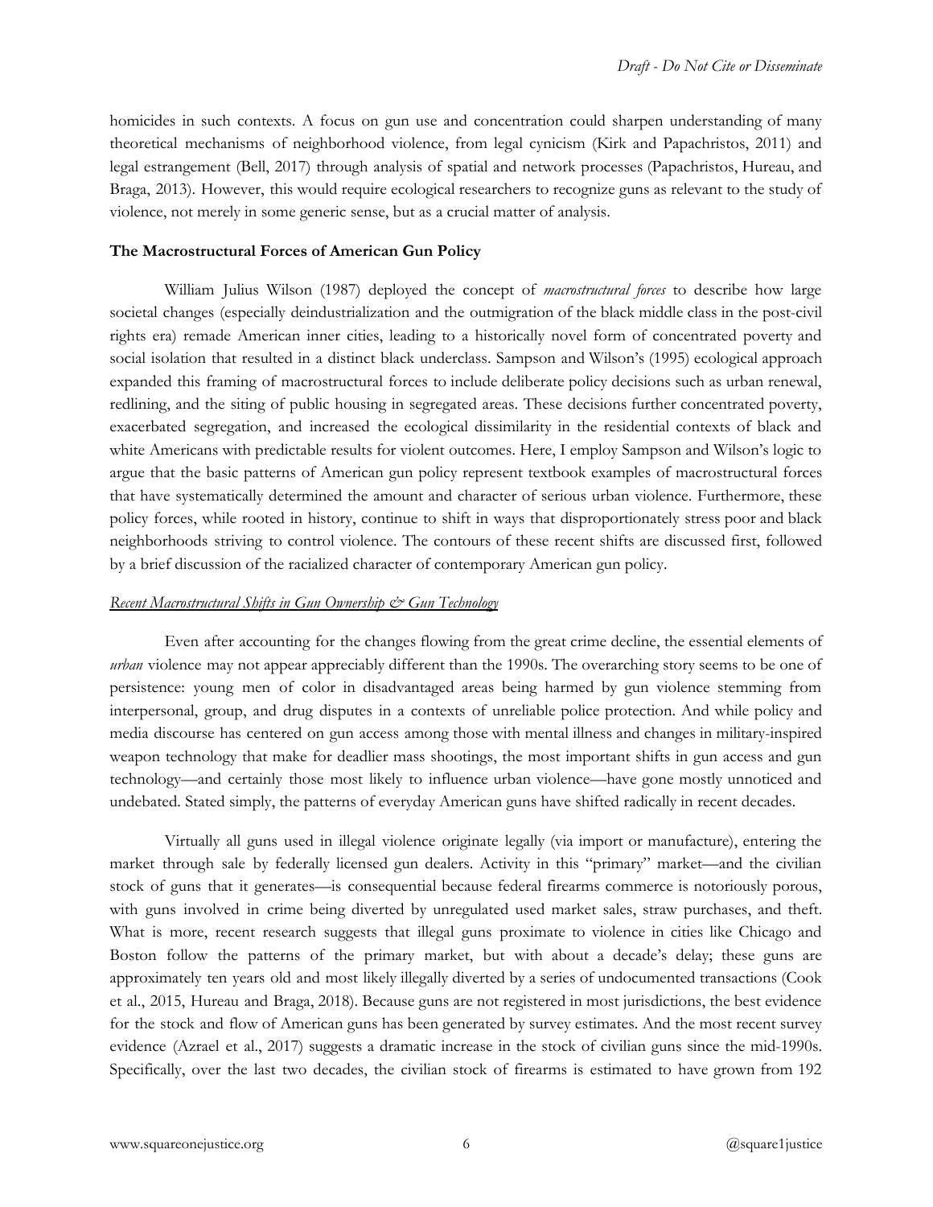homicides in such contexts. A focus on gun use and concentration could sharpen understanding of many theoretical mechanisms of neighborhood violence, from legal cynicism (Kirk and Papachristos, 2011) and legal estrangement (Bell, 2017) through analysis of spatial and network processes (Papachristos, Hureau, and Braga, 2013). However, this would require ecological researchers to recognize guns as relevant to the study of violence, not merely in some generic sense, but as a crucial matter of analysis.

**The Macrostructural Forces of American Gun Policy**

William Julius Wilson (1987) deployed the concept of *macrostructural forces* to describe how large societal changes (especially deindustrialization and the outmigration of the black middle class in the post-civil rights era) remade American inner cities, leading to a historically novel form of concentrated poverty and social isolation that resulted in a distinct black underclass. Sampson and Wilson's (1995) ecological approach expanded this framing of macrostructural forces to include deliberate policy decisions such as urban renewal, redlining, and the siting of public housing in segregated areas. These decisions further concentrated poverty, exacerbated segregation, and increased the ecological dissimilarity in the residential contexts of black and white Americans with predictable results for violent outcomes. Here, I employ Sampson and Wilson's logic to argue that the basic patterns of American gun policy represent textbook examples of macrostructural forces that have systematically determined the amount and character of serious urban violence. Furthermore, these policy forces, while rooted in history, continue to shift in ways that disproportionately stress poor and black neighborhoods striving to control violence. The contours of these recent shifts are discussed first, followed by a brief discussion of the racialized character of contemporary American gun policy.

*Recent Macrostructural Shifts in Gun Ownership & Gun Technology*

Even after accounting for the changes flowing from the great crime decline, the essential elements of *urban* violence may not appear appreciably different than the 1990s. The overarching story seems to be one of persistence: young men of color in disadvantaged areas being harmed by gun violence stemming from interpersonal, group, and drug disputes in a contexts of unreliable police protection. And while policy and media discourse has centered on gun access among those with mental illness and changes in military-inspired weapon technology that make for deadlier mass shootings, the most important shifts in gun access and gun technology—and certainly those most likely to influence urban violence—have gone mostly unnoticed and undebated. Stated simply, the patterns of everyday American guns have shifted radically in recent decades.

Virtually all guns used in illegal violence originate legally (via import or manufacture), entering the market through sale by federally licensed gun dealers. Activity in this "primary" market—and the civilian stock of guns that it generates—is consequential because federal firearms commerce is notoriously porous, with guns involved in crime being diverted by unregulated used market sales, straw purchases, and theft. What is more, recent research suggests that illegal guns proximate to violence in cities like Chicago and Boston follow the patterns of the primary market, but with about a decade's delay; these guns are approximately ten years old and most likely illegally diverted by a series of undocumented transactions (Cook et al., 2015, Hureau and Braga, 2018). Because guns are not registered in most jurisdictions, the best evidence for the stock and flow of American guns has been generated by survey estimates. And the most recent survey evidence (Azrael et al., 2017) suggests a dramatic increase in the stock of civilian guns since the mid-1990s. Specifically, over the last two decades, the civilian stock of firearms is estimated to have grown from 192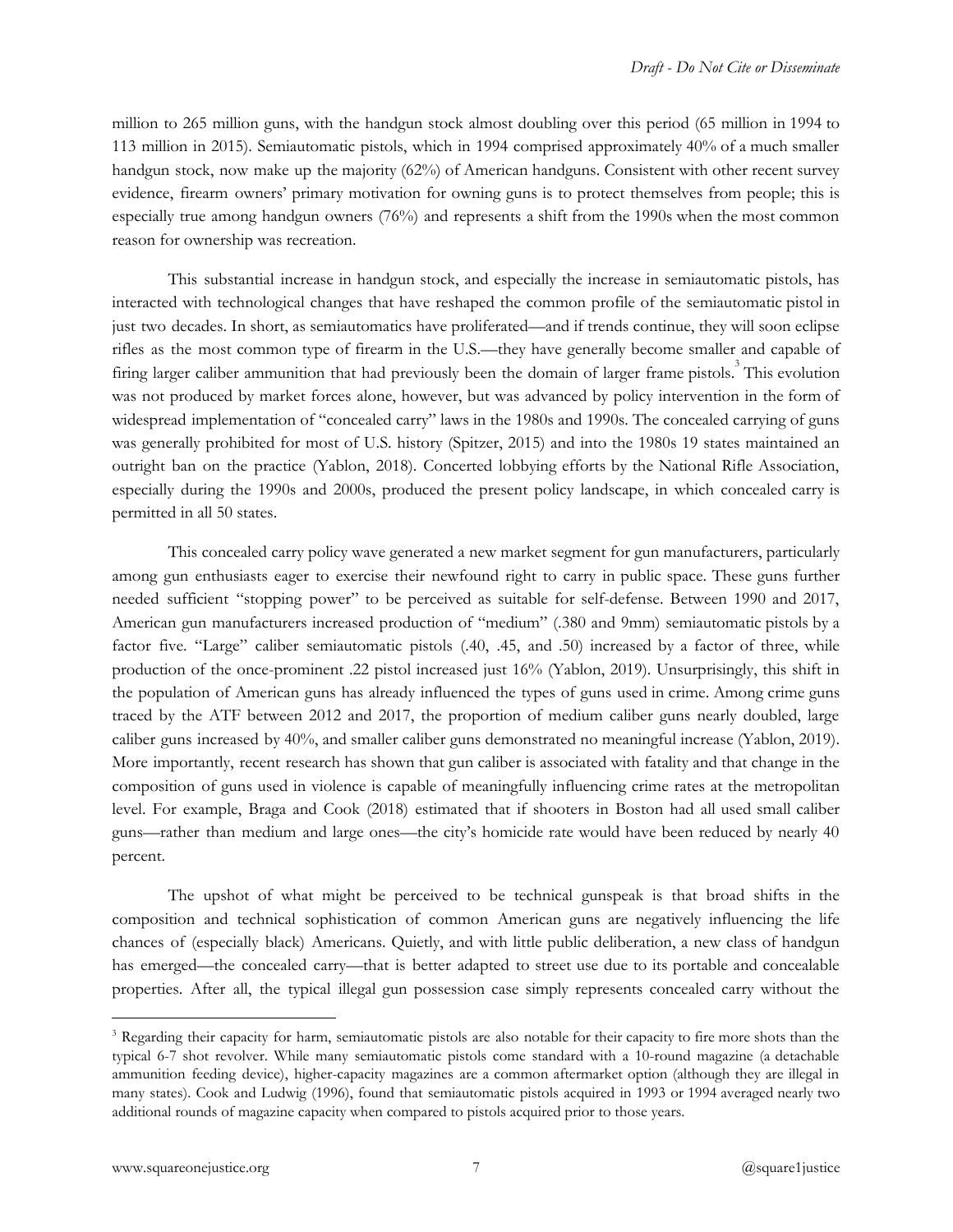million to 265 million guns, with the handgun stock almost doubling over this period (65 million in 1994 to 113 million in 2015). Semiautomatic pistols, which in 1994 comprised approximately 40% of a much smaller handgun stock, now make up the majority (62%) of American handguns. Consistent with other recent survey evidence, firearm owners' primary motivation for owning guns is to protect themselves from people; this is especially true among handgun owners (76%) and represents a shift from the 1990s when the most common reason for ownership was recreation.

This substantial increase in handgun stock, and especially the increase in semiautomatic pistols, has interacted with technological changes that have reshaped the common profile of the semiautomatic pistol in just two decades. In short, as semiautomatics have proliferated—and if trends continue, they will soon eclipse rifles as the most common type of firearm in the U.S.—they have generally become smaller and capable of firing larger caliber ammunition that had previously been the domain of larger frame pistols.[3] This evolution was not produced by market forces alone, however, but was advanced by policy intervention in the form of widespread implementation of "concealed carry" laws in the 1980s and 1990s. The concealed carrying of guns was generally prohibited for most of U.S. history (Spitzer, 2015) and into the 1980s 19 states maintained an outright ban on the practice (Yablon, 2018). Concerted lobbying efforts by the National Rifle Association, especially during the 1990s and 2000s, produced the present policy landscape, in which concealed carry is permitted in all 50 states.

This concealed carry policy wave generated a new market segment for gun manufacturers, particularly among gun enthusiasts eager to exercise their newfound right to carry in public space. These guns further needed sufficient "stopping power" to be perceived as suitable for self-defense. Between 1990 and 2017, American gun manufacturers increased production of "medium" (.380 and 9mm) semiautomatic pistols by a factor five. "Large" caliber semiautomatic pistols (.40, .45, and .50) increased by a factor of three, while production of the once-prominent .22 pistol increased just 16% (Yablon, 2019). Unsurprisingly, this shift in the population of American guns has already influenced the types of guns used in crime. Among crime guns traced by the ATF between 2012 and 2017, the proportion of medium caliber guns nearly doubled, large caliber guns increased by 40%, and smaller caliber guns demonstrated no meaningful increase (Yablon, 2019). More importantly, recent research has shown that gun caliber is associated with fatality and that change in the composition of guns used in violence is capable of meaningfully influencing crime rates at the metropolitan level. For example, Braga and Cook (2018) estimated that if shooters in Boston had all used small caliber guns—rather than medium and large ones—the city's homicide rate would have been reduced by nearly 40 percent.

The upshot of what might be perceived to be technical gunspeak is that broad shifts in the composition and technical sophistication of common American guns are negatively influencing the life chances of (especially black) Americans. Quietly, and with little public deliberation, a new class of handgun has emerged—the concealed carry—that is better adapted to street use due to its portable and concealable properties. After all, the typical illegal gun possession case simply represents concealed carry without the

[3] Regarding their capacity for harm, semiautomatic pistols are also notable for their capacity to fire more shots than the typical 6-7 shot revolver. While many semiautomatic pistols come standard with a 10-round magazine (a detachable ammunition feeding device), higher-capacity magazines are a common aftermarket option (although they are illegal in many states). Cook and Ludwig (1996), found that semiautomatic pistols acquired in 1993 or 1994 averaged nearly two additional rounds of magazine capacity when compared to pistols acquired prior to those years.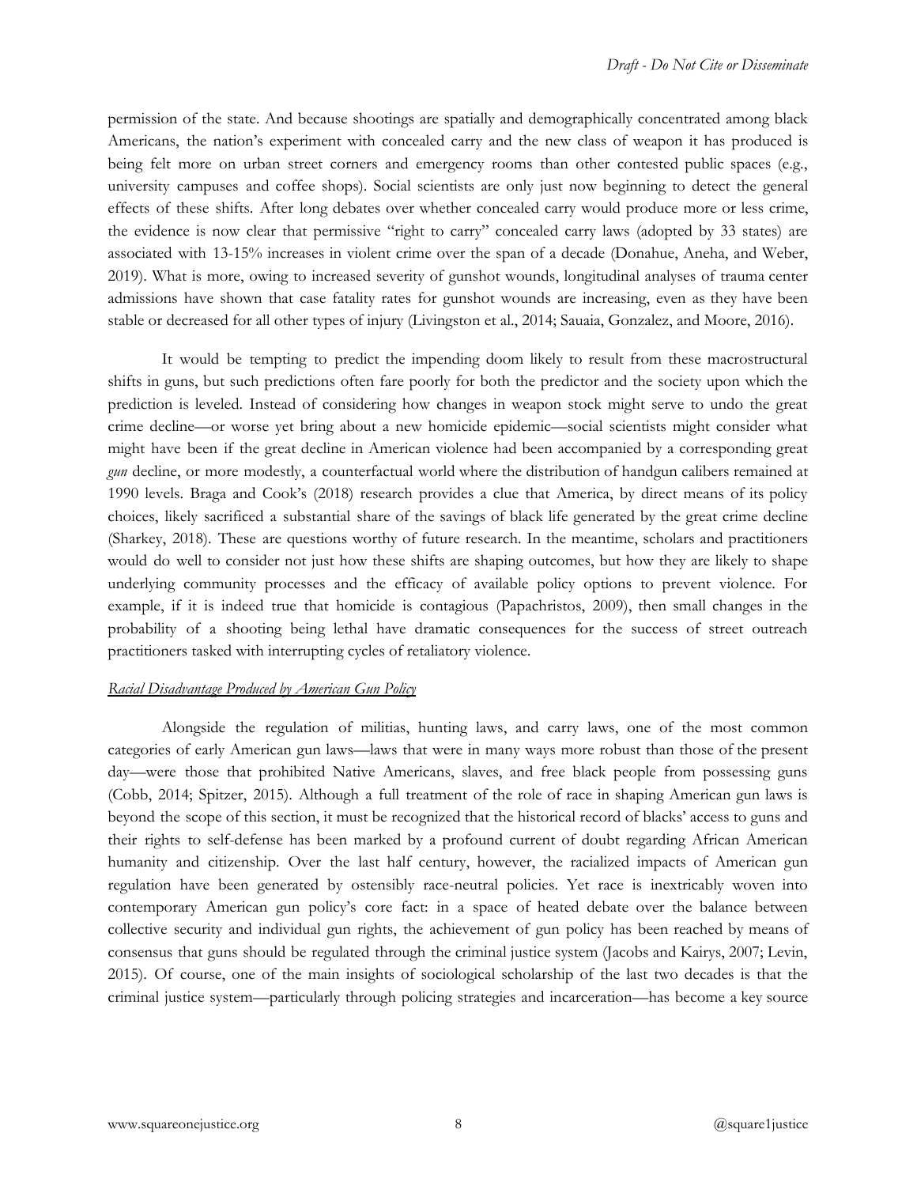permission of the state. And because shootings are spatially and demographically concentrated among black Americans, the nation's experiment with concealed carry and the new class of weapon it has produced is being felt more on urban street corners and emergency rooms than other contested public spaces (e.g., university campuses and coffee shops). Social scientists are only just now beginning to detect the general effects of these shifts. After long debates over whether concealed carry would produce more or less crime, the evidence is now clear that permissive "right to carry" concealed carry laws (adopted by 33 states) are associated with 13-15% increases in violent crime over the span of a decade (Donahue, Aneha, and Weber, 2019). What is more, owing to increased severity of gunshot wounds, longitudinal analyses of trauma center admissions have shown that case fatality rates for gunshot wounds are increasing, even as they have been stable or decreased for all other types of injury (Livingston et al., 2014; Sauaia, Gonzalez, and Moore, 2016).

It would be tempting to predict the impending doom likely to result from these macrostructural shifts in guns, but such predictions often fare poorly for both the predictor and the society upon which the prediction is leveled. Instead of considering how changes in weapon stock might serve to undo the great crime decline—or worse yet bring about a new homicide epidemic—social scientists might consider what might have been if the great decline in American violence had been accompanied by a corresponding great *gun* decline, or more modestly, a counterfactual world where the distribution of handgun calibers remained at 1990 levels. Braga and Cook's (2018) research provides a clue that America, by direct means of its policy choices, likely sacrificed a substantial share of the savings of black life generated by the great crime decline (Sharkey, 2018). These are questions worthy of future research. In the meantime, scholars and practitioners would do well to consider not just how these shifts are shaping outcomes, but how they are likely to shape underlying community processes and the efficacy of available policy options to prevent violence. For example, if it is indeed true that homicide is contagious (Papachristos, 2009), then small changes in the probability of a shooting being lethal have dramatic consequences for the success of street outreach practitioners tasked with interrupting cycles of retaliatory violence.

*Racial Disadvantage Produced by American Gun Policy*

Alongside the regulation of militias, hunting laws, and carry laws, one of the most common categories of early American gun laws—laws that were in many ways more robust than those of the present day—were those that prohibited Native Americans, slaves, and free black people from possessing guns (Cobb, 2014; Spitzer, 2015). Although a full treatment of the role of race in shaping American gun laws is beyond the scope of this section, it must be recognized that the historical record of blacks' access to guns and their rights to self-defense has been marked by a profound current of doubt regarding African American humanity and citizenship. Over the last half century, however, the racialized impacts of American gun regulation have been generated by ostensibly race-neutral policies. Yet race is inextricably woven into contemporary American gun policy's core fact: in a space of heated debate over the balance between collective security and individual gun rights, the achievement of gun policy has been reached by means of consensus that guns should be regulated through the criminal justice system (Jacobs and Kairys, 2007; Levin, 2015). Of course, one of the main insights of sociological scholarship of the last two decades is that the criminal justice system—particularly through policing strategies and incarceration—has become a key source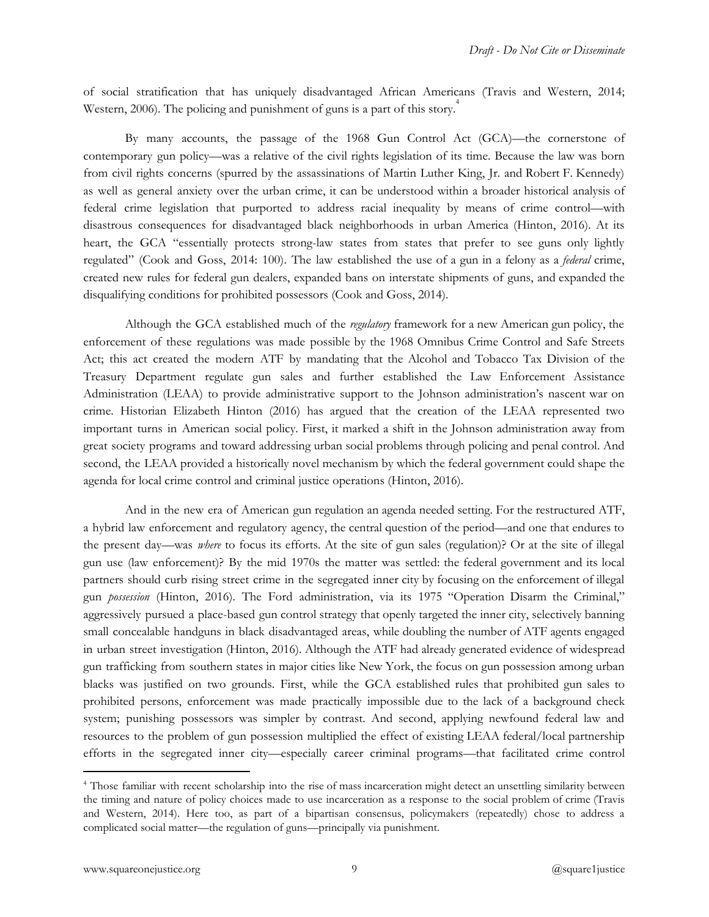of social stratification that has uniquely disadvantaged African Americans (Travis and Western, 2014; Western, 2006). The policing and punishment of guns is a part of this story.[4]

By many accounts, the passage of the 1968 Gun Control Act (GCA)—the cornerstone of contemporary gun policy—was a relative of the civil rights legislation of its time. Because the law was born from civil rights concerns (spurred by the assassinations of Martin Luther King, Jr. and Robert F. Kennedy) as well as general anxiety over the urban crime, it can be understood within a broader historical analysis of federal crime legislation that purported to address racial inequality by means of crime control—with disastrous consequences for disadvantaged black neighborhoods in urban America (Hinton, 2016). At its heart, the GCA "essentially protects strong-law states from states that prefer to see guns only lightly regulated" (Cook and Goss, 2014: 100). The law established the use of a gun in a felony as a *federal* crime, created new rules for federal gun dealers, expanded bans on interstate shipments of guns, and expanded the disqualifying conditions for prohibited possessors (Cook and Goss, 2014).

Although the GCA established much of the *regulatory* framework for a new American gun policy, the enforcement of these regulations was made possible by the 1968 Omnibus Crime Control and Safe Streets Act; this act created the modern ATF by mandating that the Alcohol and Tobacco Tax Division of the Treasury Department regulate gun sales and further established the Law Enforcement Assistance Administration (LEAA) to provide administrative support to the Johnson administration's nascent war on crime. Historian Elizabeth Hinton (2016) has argued that the creation of the LEAA represented two important turns in American social policy. First, it marked a shift in the Johnson administration away from great society programs and toward addressing urban social problems through policing and penal control. And second, the LEAA provided a historically novel mechanism by which the federal government could shape the agenda for local crime control and criminal justice operations (Hinton, 2016).

And in the new era of American gun regulation an agenda needed setting. For the restructured ATF, a hybrid law enforcement and regulatory agency, the central question of the period—and one that endures to the present day—was *where* to focus its efforts. At the site of gun sales (regulation)? Or at the site of illegal gun use (law enforcement)? By the mid 1970s the matter was settled: the federal government and its local partners should curb rising street crime in the segregated inner city by focusing on the enforcement of illegal gun *possession* (Hinton, 2016). The Ford administration, via its 1975 "Operation Disarm the Criminal," aggressively pursued a place-based gun control strategy that openly targeted the inner city, selectively banning small concealable handguns in black disadvantaged areas, while doubling the number of ATF agents engaged in urban street investigation (Hinton, 2016). Although the ATF had already generated evidence of widespread gun trafficking from southern states in major cities like New York, the focus on gun possession among urban blacks was justified on two grounds. First, while the GCA established rules that prohibited gun sales to prohibited persons, enforcement was made practically impossible due to the lack of a background check system; punishing possessors was simpler by contrast. And second, applying newfound federal law and resources to the problem of gun possession multiplied the effect of existing LEAA federal/local partnership efforts in the segregated inner city—especially career criminal programs—that facilitated crime control

[4] Those familiar with recent scholarship into the rise of mass incarceration might detect an unsettling similarity between the timing and nature of policy choices made to use incarceration as a response to the social problem of crime (Travis and Western, 2014). Here too, as part of a bipartisan consensus, policymakers (repeatedly) chose to address a complicated social matter—the regulation of guns—principally via punishment.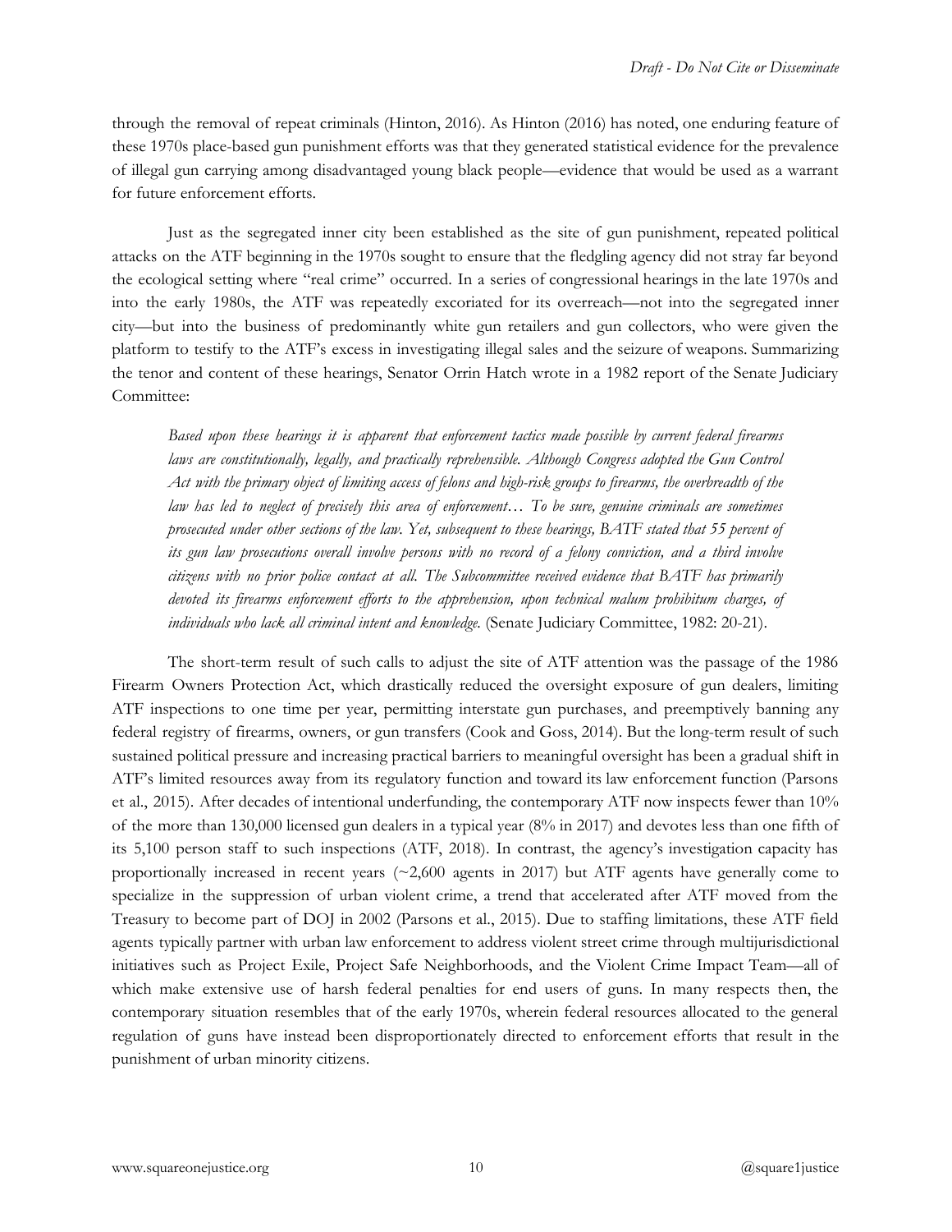through the removal of repeat criminals (Hinton, 2016). As Hinton (2016) has noted, one enduring feature of these 1970s place-based gun punishment efforts was that they generated statistical evidence for the prevalence of illegal gun carrying among disadvantaged young black people—evidence that would be used as a warrant for future enforcement efforts.

Just as the segregated inner city been established as the site of gun punishment, repeated political attacks on the ATF beginning in the 1970s sought to ensure that the fledgling agency did not stray far beyond the ecological setting where "real crime" occurred. In a series of congressional hearings in the late 1970s and into the early 1980s, the ATF was repeatedly excoriated for its overreach—not into the segregated inner city—but into the business of predominantly white gun retailers and gun collectors, who were given the platform to testify to the ATF's excess in investigating illegal sales and the seizure of weapons. Summarizing the tenor and content of these hearings, Senator Orrin Hatch wrote in a 1982 report of the Senate Judiciary Committee:

> *Based upon these hearings it is apparent that enforcement tactics made possible by current federal firearms laws are constitutionally, legally, and practically reprehensible. Although Congress adopted the Gun Control Act with the primary object of limiting access of felons and high-risk groups to firearms, the overbreadth of the law has led to neglect of precisely this area of enforcement… To be sure, genuine criminals are sometimes prosecuted under other sections of the law. Yet, subsequent to these hearings, BATF stated that 55 percent of its gun law prosecutions overall involve persons with no record of a felony conviction, and a third involve citizens with no prior police contact at all. The Subcommittee received evidence that BATF has primarily devoted its firearms enforcement efforts to the apprehension, upon technical malum prohibitum charges, of individuals who lack all criminal intent and knowledge.* (Senate Judiciary Committee, 1982: 20-21).

The short-term result of such calls to adjust the site of ATF attention was the passage of the 1986 Firearm Owners Protection Act, which drastically reduced the oversight exposure of gun dealers, limiting ATF inspections to one time per year, permitting interstate gun purchases, and preemptively banning any federal registry of firearms, owners, or gun transfers (Cook and Goss, 2014). But the long-term result of such sustained political pressure and increasing practical barriers to meaningful oversight has been a gradual shift in ATF's limited resources away from its regulatory function and toward its law enforcement function (Parsons et al., 2015). After decades of intentional underfunding, the contemporary ATF now inspects fewer than 10% of the more than 130,000 licensed gun dealers in a typical year (8% in 2017) and devotes less than one fifth of its 5,100 person staff to such inspections (ATF, 2018). In contrast, the agency's investigation capacity has proportionally increased in recent years (~2,600 agents in 2017) but ATF agents have generally come to specialize in the suppression of urban violent crime, a trend that accelerated after ATF moved from the Treasury to become part of DOJ in 2002 (Parsons et al., 2015). Due to staffing limitations, these ATF field agents typically partner with urban law enforcement to address violent street crime through multijurisdictional initiatives such as Project Exile, Project Safe Neighborhoods, and the Violent Crime Impact Team—all of which make extensive use of harsh federal penalties for end users of guns. In many respects then, the contemporary situation resembles that of the early 1970s, wherein federal resources allocated to the general regulation of guns have instead been disproportionately directed to enforcement efforts that result in the punishment of urban minority citizens.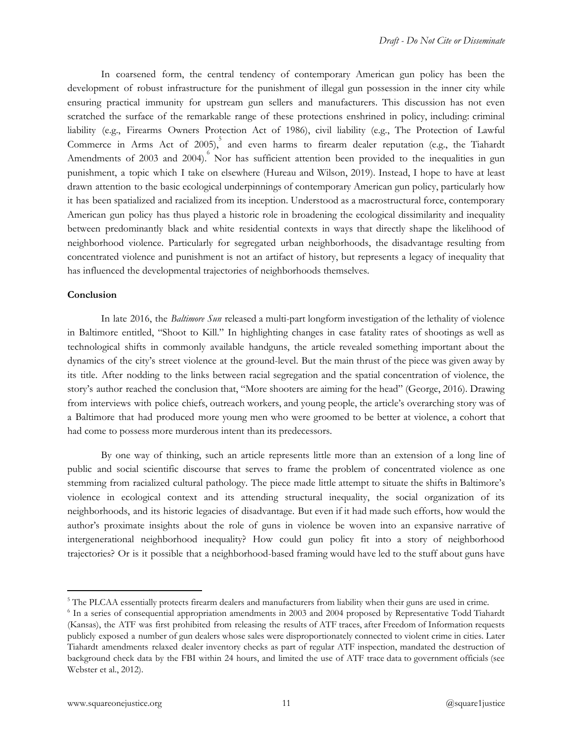In coarsened form, the central tendency of contemporary American gun policy has been the development of robust infrastructure for the punishment of illegal gun possession in the inner city while ensuring practical immunity for upstream gun sellers and manufacturers. This discussion has not even scratched the surface of the remarkable range of these protections enshrined in policy, including: criminal liability (e.g., Firearms Owners Protection Act of 1986), civil liability (e.g., The Protection of Lawful Commerce in Arms Act of 2005),[5] and even harms to firearm dealer reputation (e.g., the Tiahardt Amendments of 2003 and 2004).[6] Nor has sufficient attention been provided to the inequalities in gun punishment, a topic which I take on elsewhere (Hureau and Wilson, 2019). Instead, I hope to have at least drawn attention to the basic ecological underpinnings of contemporary American gun policy, particularly how it has been spatialized and racialized from its inception. Understood as a macrostructural force, contemporary American gun policy has thus played a historic role in broadening the ecological dissimilarity and inequality between predominantly black and white residential contexts in ways that directly shape the likelihood of neighborhood violence. Particularly for segregated urban neighborhoods, the disadvantage resulting from concentrated violence and punishment is not an artifact of history, but represents a legacy of inequality that has influenced the developmental trajectories of neighborhoods themselves.

**Conclusion**

In late 2016, the *Baltimore Sun* released a multi-part longform investigation of the lethality of violence in Baltimore entitled, "Shoot to Kill." In highlighting changes in case fatality rates of shootings as well as technological shifts in commonly available handguns, the article revealed something important about the dynamics of the city's street violence at the ground-level. But the main thrust of the piece was given away by its title. After nodding to the links between racial segregation and the spatial concentration of violence, the story's author reached the conclusion that, "More shooters are aiming for the head" (George, 2016). Drawing from interviews with police chiefs, outreach workers, and young people, the article's overarching story was of a Baltimore that had produced more young men who were groomed to be better at violence, a cohort that had come to possess more murderous intent than its predecessors.

By one way of thinking, such an article represents little more than an extension of a long line of public and social scientific discourse that serves to frame the problem of concentrated violence as one stemming from racialized cultural pathology. The piece made little attempt to situate the shifts in Baltimore's violence in ecological context and its attending structural inequality, the social organization of its neighborhoods, and its historic legacies of disadvantage. But even if it had made such efforts, how would the author's proximate insights about the role of guns in violence be woven into an expansive narrative of intergenerational neighborhood inequality? How could gun policy fit into a story of neighborhood trajectories? Or is it possible that a neighborhood-based framing would have led to the stuff about guns have

[5] The PLCAA essentially protects firearm dealers and manufacturers from liability when their guns are used in crime.

[6] In a series of consequential appropriation amendments in 2003 and 2004 proposed by Representative Todd Tiahardt (Kansas), the ATF was first prohibited from releasing the results of ATF traces, after Freedom of Information requests publicly exposed a number of gun dealers whose sales were disproportionately connected to violent crime in cities. Later Tiahardt amendments relaxed dealer inventory checks as part of regular ATF inspection, mandated the destruction of background check data by the FBI within 24 hours, and limited the use of ATF trace data to government officials (see Webster et al., 2012).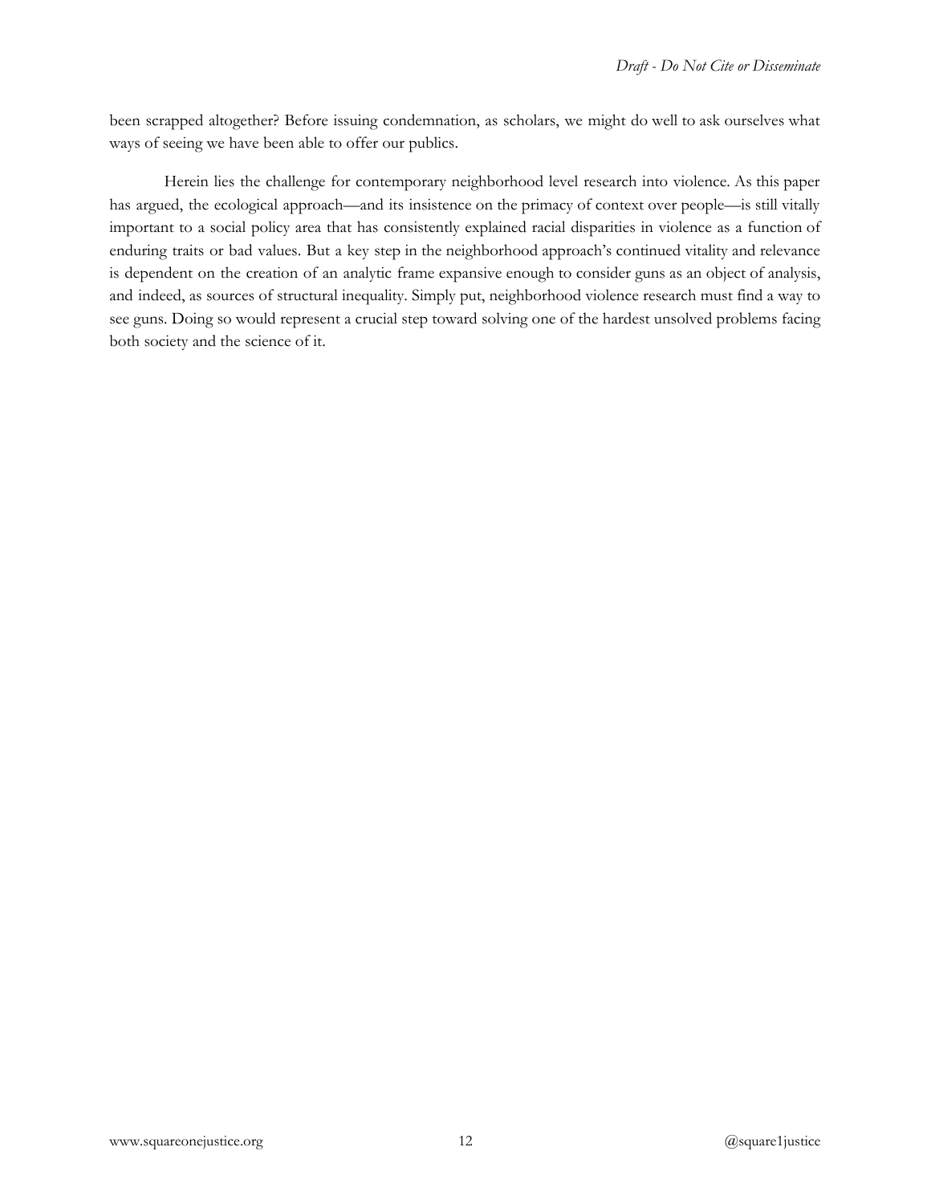been scrapped altogether? Before issuing condemnation, as scholars, we might do well to ask ourselves what ways of seeing we have been able to offer our publics.

Herein lies the challenge for contemporary neighborhood level research into violence. As this paper has argued, the ecological approach—and its insistence on the primacy of context over people—is still vitally important to a social policy area that has consistently explained racial disparities in violence as a function of enduring traits or bad values. But a key step in the neighborhood approach's continued vitality and relevance is dependent on the creation of an analytic frame expansive enough to consider guns as an object of analysis, and indeed, as sources of structural inequality. Simply put, neighborhood violence research must find a way to see guns. Doing so would represent a crucial step toward solving one of the hardest unsolved problems facing both society and the science of it.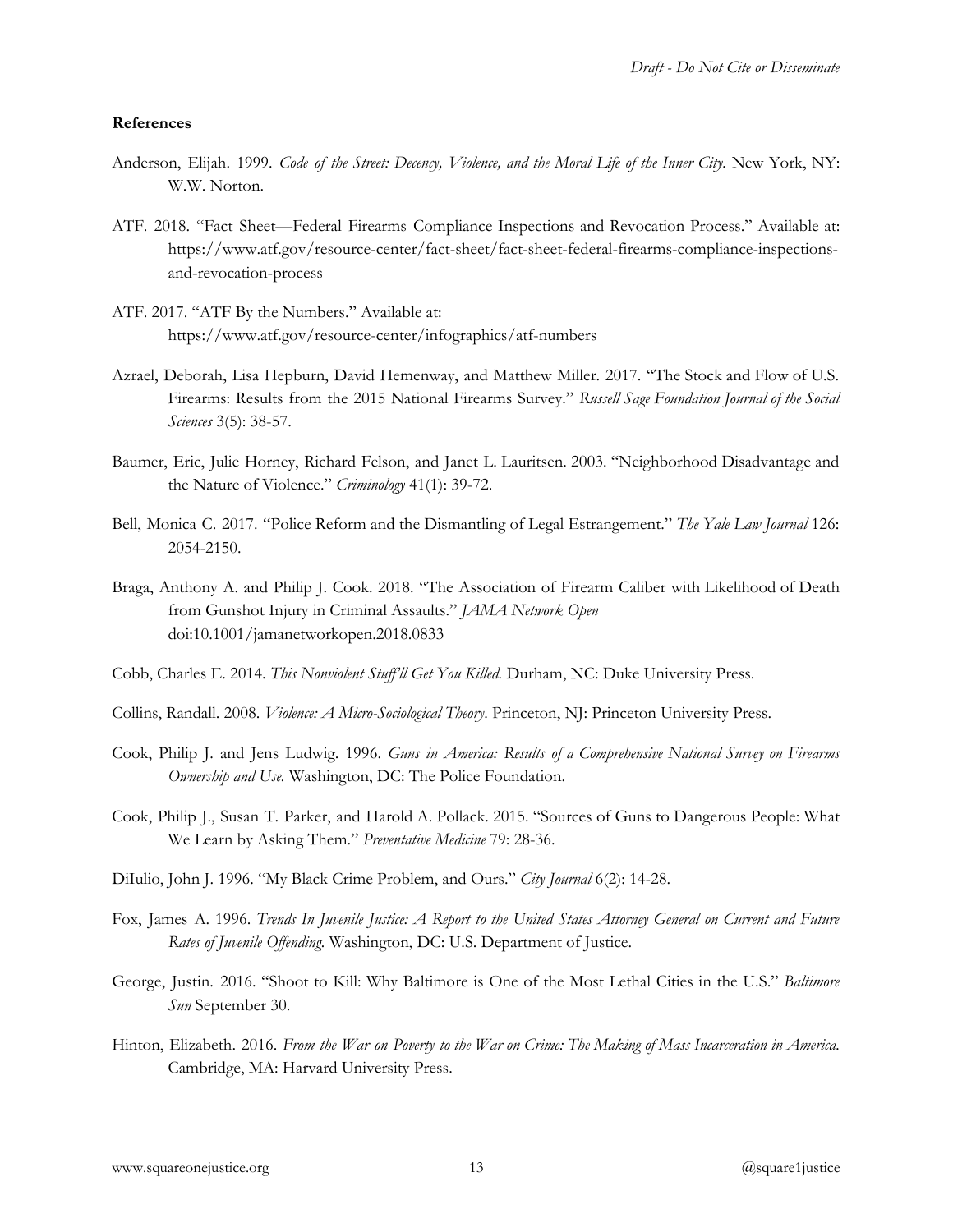**References**

Anderson, Elijah. 1999. *Code of the Street: Decency, Violence, and the Moral Life of the Inner City*. New York, NY: W.W. Norton.

ATF. 2018. "Fact Sheet—Federal Firearms Compliance Inspections and Revocation Process." Available at: https://www.atf.gov/resource-center/fact-sheet/fact-sheet-federal-firearms-compliance-inspections-and-revocation-process

ATF. 2017. "ATF By the Numbers." Available at: https://www.atf.gov/resource-center/infographics/atf-numbers

Azrael, Deborah, Lisa Hepburn, David Hemenway, and Matthew Miller. 2017. "The Stock and Flow of U.S. Firearms: Results from the 2015 National Firearms Survey." *Russell Sage Foundation Journal of the Social Sciences* 3(5): 38-57.

Baumer, Eric, Julie Horney, Richard Felson, and Janet L. Lauritsen. 2003. "Neighborhood Disadvantage and the Nature of Violence." *Criminology* 41(1): 39-72.

Bell, Monica C. 2017. "Police Reform and the Dismantling of Legal Estrangement." *The Yale Law Journal* 126: 2054-2150.

Braga, Anthony A. and Philip J. Cook. 2018. "The Association of Firearm Caliber with Likelihood of Death from Gunshot Injury in Criminal Assaults." *JAMA Network Open* doi:10.1001/jamanetworkopen.2018.0833

Cobb, Charles E. 2014. *This Nonviolent Stuff'll Get You Killed.* Durham, NC: Duke University Press.

Collins, Randall. 2008. *Violence: A Micro-Sociological Theory*. Princeton, NJ: Princeton University Press.

Cook, Philip J. and Jens Ludwig. 1996. *Guns in America: Results of a Comprehensive National Survey on Firearms Ownership and Use.* Washington, DC: The Police Foundation.

Cook, Philip J., Susan T. Parker, and Harold A. Pollack. 2015. "Sources of Guns to Dangerous People: What We Learn by Asking Them." *Preventative Medicine* 79: 28-36.

DiIulio, John J. 1996. "My Black Crime Problem, and Ours." *City Journal* 6(2): 14-28.

Fox, James A. 1996. *Trends In Juvenile Justice: A Report to the United States Attorney General on Current and Future Rates of Juvenile Offending.* Washington, DC: U.S. Department of Justice.

George, Justin. 2016. "Shoot to Kill: Why Baltimore is One of the Most Lethal Cities in the U.S." *Baltimore Sun* September 30.

Hinton, Elizabeth. 2016. *From the War on Poverty to the War on Crime: The Making of Mass Incarceration in America.* Cambridge, MA: Harvard University Press.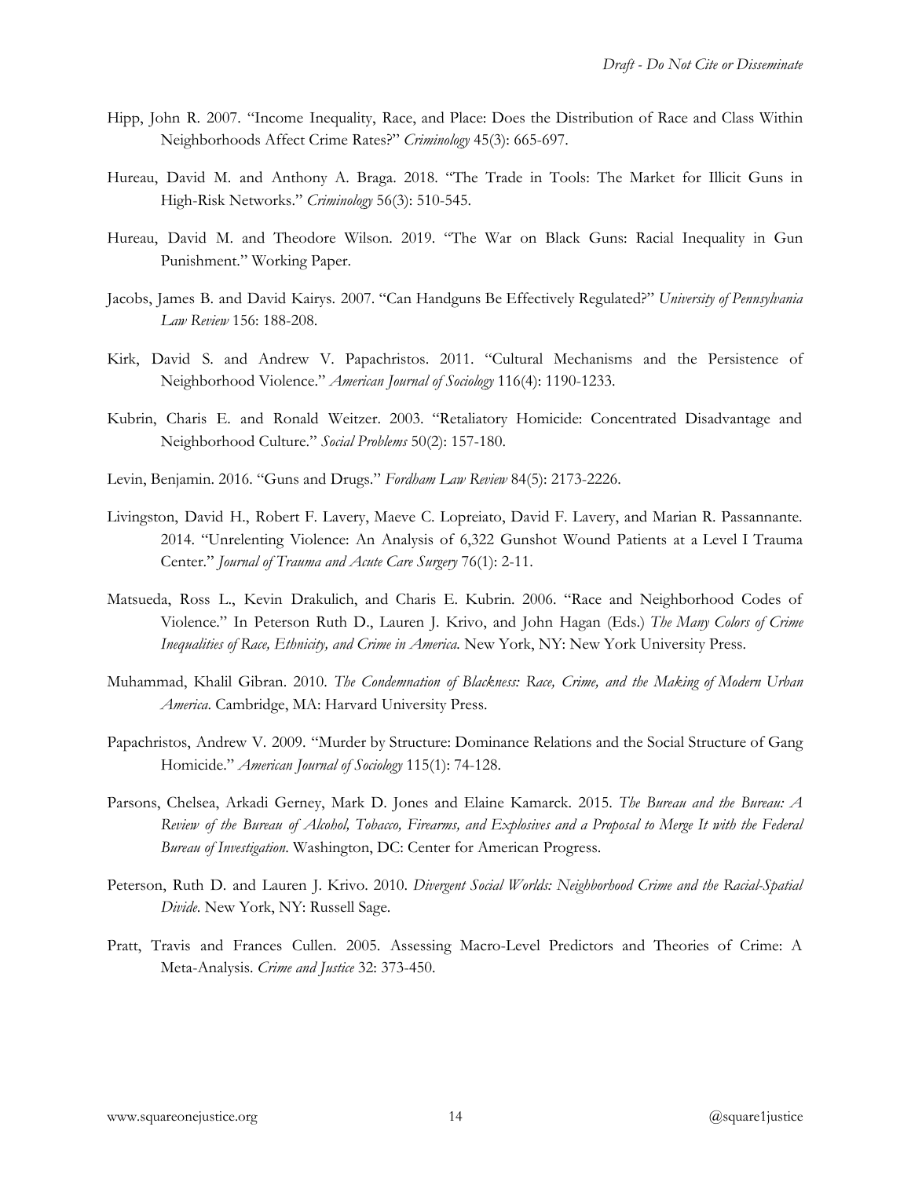Hipp, John R. 2007. "Income Inequality, Race, and Place: Does the Distribution of Race and Class Within Neighborhoods Affect Crime Rates?" *Criminology* 45(3): 665-697.

Hureau, David M. and Anthony A. Braga. 2018. "The Trade in Tools: The Market for Illicit Guns in High-Risk Networks." *Criminology* 56(3): 510-545.

Hureau, David M. and Theodore Wilson. 2019. "The War on Black Guns: Racial Inequality in Gun Punishment." Working Paper.

Jacobs, James B. and David Kairys. 2007. "Can Handguns Be Effectively Regulated?" *University of Pennsylvania Law Review* 156: 188-208.

Kirk, David S. and Andrew V. Papachristos. 2011. "Cultural Mechanisms and the Persistence of Neighborhood Violence." *American Journal of Sociology* 116(4): 1190-1233.

Kubrin, Charis E. and Ronald Weitzer. 2003. "Retaliatory Homicide: Concentrated Disadvantage and Neighborhood Culture." *Social Problems* 50(2): 157-180.

Levin, Benjamin. 2016. "Guns and Drugs." *Fordham Law Review* 84(5): 2173-2226.

Livingston, David H., Robert F. Lavery, Maeve C. Lopreiato, David F. Lavery, and Marian R. Passannante. 2014. "Unrelenting Violence: An Analysis of 6,322 Gunshot Wound Patients at a Level I Trauma Center." *Journal of Trauma and Acute Care Surgery* 76(1): 2-11.

Matsueda, Ross L., Kevin Drakulich, and Charis E. Kubrin. 2006. "Race and Neighborhood Codes of Violence." In Peterson Ruth D., Lauren J. Krivo, and John Hagan (Eds.) *The Many Colors of Crime Inequalities of Race, Ethnicity, and Crime in America.* New York, NY: New York University Press.

Muhammad, Khalil Gibran. 2010. *The Condemnation of Blackness: Race, Crime, and the Making of Modern Urban America*. Cambridge, MA: Harvard University Press.

Papachristos, Andrew V. 2009. "Murder by Structure: Dominance Relations and the Social Structure of Gang Homicide." *American Journal of Sociology* 115(1): 74-128.

Parsons, Chelsea, Arkadi Gerney, Mark D. Jones and Elaine Kamarck. 2015. *The Bureau and the Bureau: A Review of the Bureau of Alcohol, Tobacco, Firearms, and Explosives and a Proposal to Merge It with the Federal Bureau of Investigation*. Washington, DC: Center for American Progress.

Peterson, Ruth D. and Lauren J. Krivo. 2010. *Divergent Social Worlds: Neighborhood Crime and the Racial-Spatial Divide*. New York, NY: Russell Sage.

Pratt, Travis and Frances Cullen. 2005. Assessing Macro-Level Predictors and Theories of Crime: A Meta-Analysis. *Crime and Justice* 32: 373-450.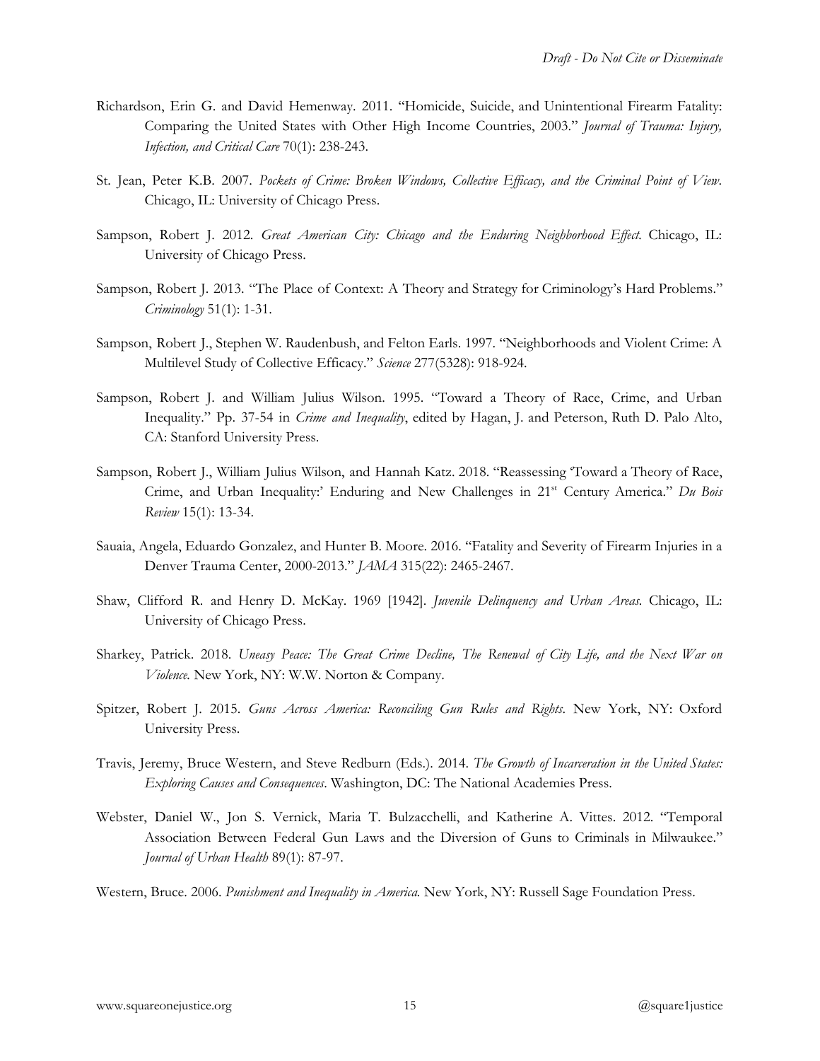Richardson, Erin G. and David Hemenway. 2011. "Homicide, Suicide, and Unintentional Firearm Fatality: Comparing the United States with Other High Income Countries, 2003." *Journal of Trauma: Injury, Infection, and Critical Care* 70(1): 238-243.

St. Jean, Peter K.B. 2007. *Pockets of Crime: Broken Windows, Collective Efficacy, and the Criminal Point of View*. Chicago, IL: University of Chicago Press.

Sampson, Robert J. 2012. *Great American City: Chicago and the Enduring Neighborhood Effect*. Chicago, IL: University of Chicago Press.

Sampson, Robert J. 2013. "The Place of Context: A Theory and Strategy for Criminology's Hard Problems." *Criminology* 51(1): 1-31.

Sampson, Robert J., Stephen W. Raudenbush, and Felton Earls. 1997. "Neighborhoods and Violent Crime: A Multilevel Study of Collective Efficacy." *Science* 277(5328): 918-924.

Sampson, Robert J. and William Julius Wilson. 1995. "Toward a Theory of Race, Crime, and Urban Inequality." Pp. 37-54 in *Crime and Inequality*, edited by Hagan, J. and Peterson, Ruth D. Palo Alto, CA: Stanford University Press.

Sampson, Robert J., William Julius Wilson, and Hannah Katz. 2018. "Reassessing 'Toward a Theory of Race, Crime, and Urban Inequality:' Enduring and New Challenges in 21st Century America." *Du Bois Review* 15(1): 13-34.

Sauaia, Angela, Eduardo Gonzalez, and Hunter B. Moore. 2016. "Fatality and Severity of Firearm Injuries in a Denver Trauma Center, 2000-2013." *JAMA* 315(22): 2465-2467.

Shaw, Clifford R. and Henry D. McKay. 1969 [1942]. *Juvenile Delinquency and Urban Areas*. Chicago, IL: University of Chicago Press.

Sharkey, Patrick. 2018. *Uneasy Peace: The Great Crime Decline, The Renewal of City Life, and the Next War on Violence*. New York, NY: W.W. Norton & Company.

Spitzer, Robert J. 2015. *Guns Across America: Reconciling Gun Rules and Rights*. New York, NY: Oxford University Press.

Travis, Jeremy, Bruce Western, and Steve Redburn (Eds.). 2014. *The Growth of Incarceration in the United States: Exploring Causes and Consequences*. Washington, DC: The National Academies Press.

Webster, Daniel W., Jon S. Vernick, Maria T. Bulzacchelli, and Katherine A. Vittes. 2012. "Temporal Association Between Federal Gun Laws and the Diversion of Guns to Criminals in Milwaukee." *Journal of Urban Health* 89(1): 87-97.

Western, Bruce. 2006. *Punishment and Inequality in America*. New York, NY: Russell Sage Foundation Press.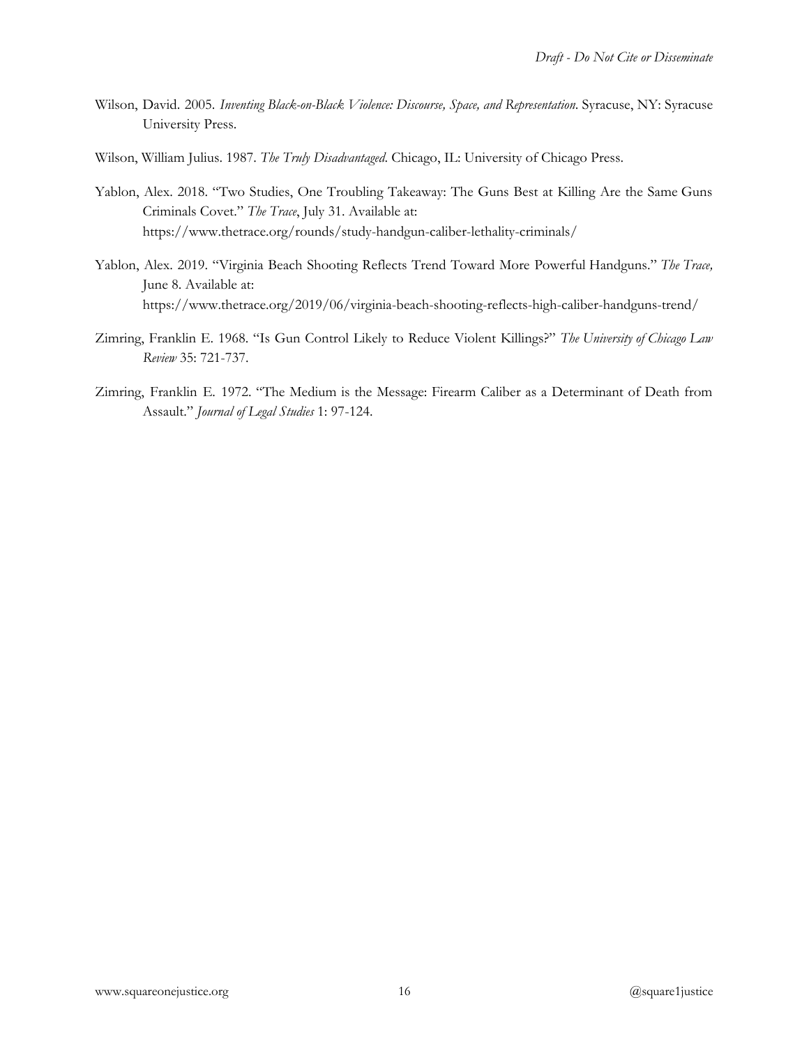Wilson, David. 2005. *Inventing Black-on-Black Violence: Discourse, Space, and Representation*. Syracuse, NY: Syracuse University Press.

Wilson, William Julius. 1987. *The Truly Disadvantaged*. Chicago, IL: University of Chicago Press.

Yablon, Alex. 2018. "Two Studies, One Troubling Takeaway: The Guns Best at Killing Are the Same Guns Criminals Covet." *The Trace*, July 31. Available at: https://www.thetrace.org/rounds/study-handgun-caliber-lethality-criminals/

Yablon, Alex. 2019. "Virginia Beach Shooting Reflects Trend Toward More Powerful Handguns." *The Trace,* June 8. Available at: https://www.thetrace.org/2019/06/virginia-beach-shooting-reflects-high-caliber-handguns-trend/

Zimring, Franklin E. 1968. "Is Gun Control Likely to Reduce Violent Killings?" *The University of Chicago Law Review* 35: 721-737.

Zimring, Franklin E. 1972. "The Medium is the Message: Firearm Caliber as a Determinant of Death from Assault." *Journal of Legal Studies* 1: 97-124.